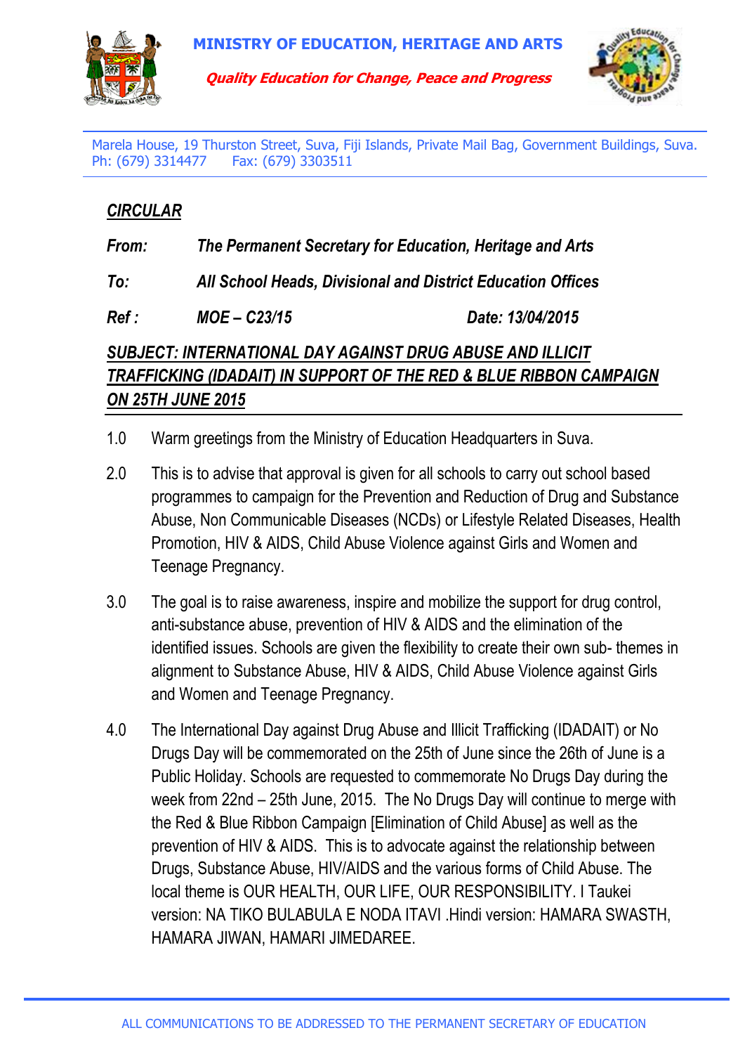**MINISTRY OF EDUCATION, HERITAGE AND ARTS**

***Quality Education for Change, Peace and Progress***

Marela House, 19 Thurston Street, Suva, Fiji Islands, Private Mail Bag, Government Buildings, Suva.
Ph: (679) 3314477 Fax: (679) 3303511

***CIRCULAR***

***From:*** ***The Permanent Secretary for Education, Heritage and Arts***

***To:*** ***All School Heads, Divisional and District Education Offices***

***Ref :*** ***MOE – C23/15*** ***Date: 13/04/2015***

***SUBJECT: INTERNATIONAL DAY AGAINST DRUG ABUSE AND ILLICIT TRAFFICKING (IDADAIT) IN SUPPORT OF THE RED & BLUE RIBBON CAMPAIGN ON 25TH JUNE 2015***

1.0 Warm greetings from the Ministry of Education Headquarters in Suva.

2.0 This is to advise that approval is given for all schools to carry out school based programmes to campaign for the Prevention and Reduction of Drug and Substance Abuse, Non Communicable Diseases (NCDs) or Lifestyle Related Diseases, Health Promotion, HIV & AIDS, Child Abuse Violence against Girls and Women and Teenage Pregnancy.

3.0 The goal is to raise awareness, inspire and mobilize the support for drug control, anti-substance abuse, prevention of HIV & AIDS and the elimination of the identified issues. Schools are given the flexibility to create their own sub- themes in alignment to Substance Abuse, HIV & AIDS, Child Abuse Violence against Girls and Women and Teenage Pregnancy.

4.0 The International Day against Drug Abuse and Illicit Trafficking (IDADAIT) or No Drugs Day will be commemorated on the 25th of June since the 26th of June is a Public Holiday. Schools are requested to commemorate No Drugs Day during the week from 22nd – 25th June, 2015. The No Drugs Day will continue to merge with the Red & Blue Ribbon Campaign [Elimination of Child Abuse] as well as the prevention of HIV & AIDS. This is to advocate against the relationship between Drugs, Substance Abuse, HIV/AIDS and the various forms of Child Abuse. The local theme is OUR HEALTH, OUR LIFE, OUR RESPONSIBILITY. I Taukei version: NA TIKO BULABULA E NODA ITAVI .Hindi version: HAMARA SWASTH, HAMARA JIWAN, HAMARI JIMEDAREE.

ALL COMMUNICATIONS TO BE ADDRESSED TO THE PERMANENT SECRETARY OF EDUCATION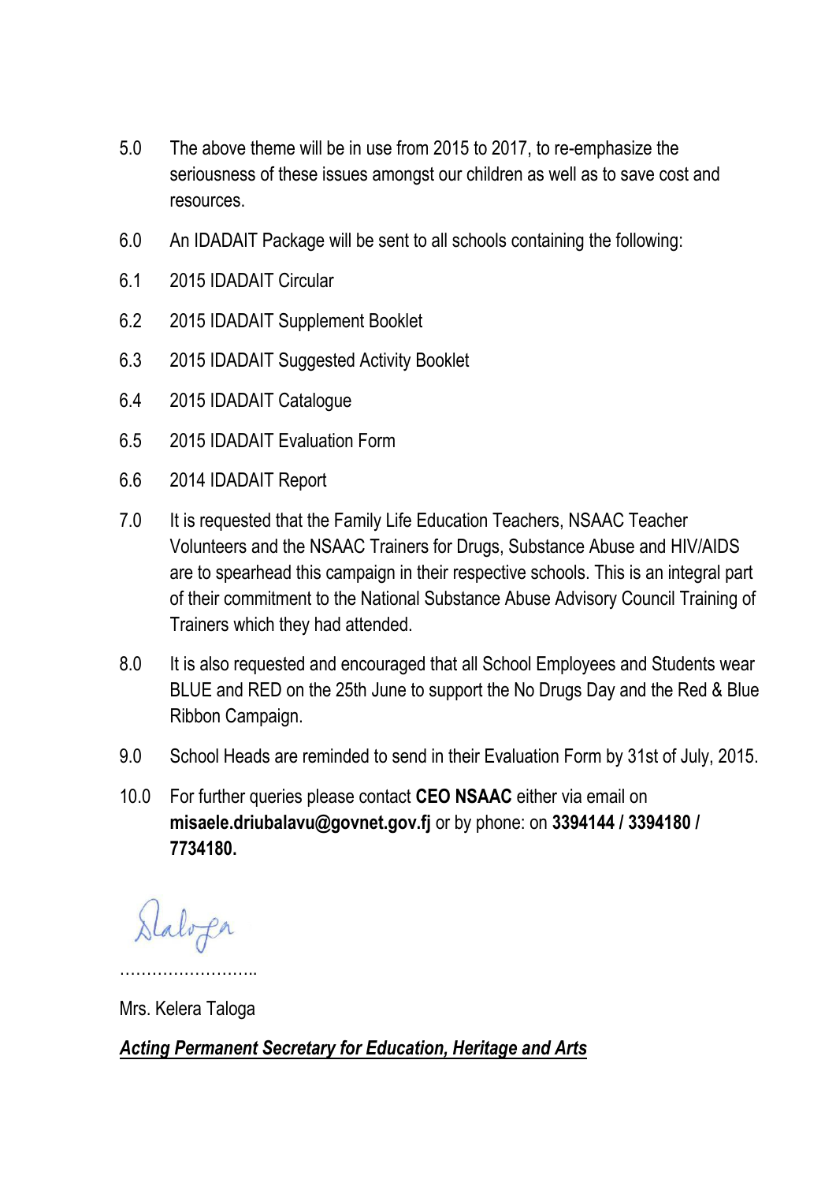5.0 The above theme will be in use from 2015 to 2017, to re-emphasize the seriousness of these issues amongst our children as well as to save cost and resources.

6.0 An IDADAIT Package will be sent to all schools containing the following:

6.1 2015 IDADAIT Circular

6.2 2015 IDADAIT Supplement Booklet

6.3 2015 IDADAIT Suggested Activity Booklet

6.4 2015 IDADAIT Catalogue

6.5 2015 IDADAIT Evaluation Form

6.6 2014 IDADAIT Report

7.0 It is requested that the Family Life Education Teachers, NSAAC Teacher Volunteers and the NSAAC Trainers for Drugs, Substance Abuse and HIV/AIDS are to spearhead this campaign in their respective schools. This is an integral part of their commitment to the National Substance Abuse Advisory Council Training of Trainers which they had attended.

8.0 It is also requested and encouraged that all School Employees and Students wear BLUE and RED on the 25th June to support the No Drugs Day and the Red & Blue Ribbon Campaign.

9.0 School Heads are reminded to send in their Evaluation Form by 31st of July, 2015.

10.0 For further queries please contact **CEO NSAAC** either via email on **misaele.driubalavu@govnet.gov.fj** or by phone: on **3394144 / 3394180 / 7734180.**

……………………..

Mrs. Kelera Taloga

***Acting Permanent Secretary for Education, Heritage and Arts***